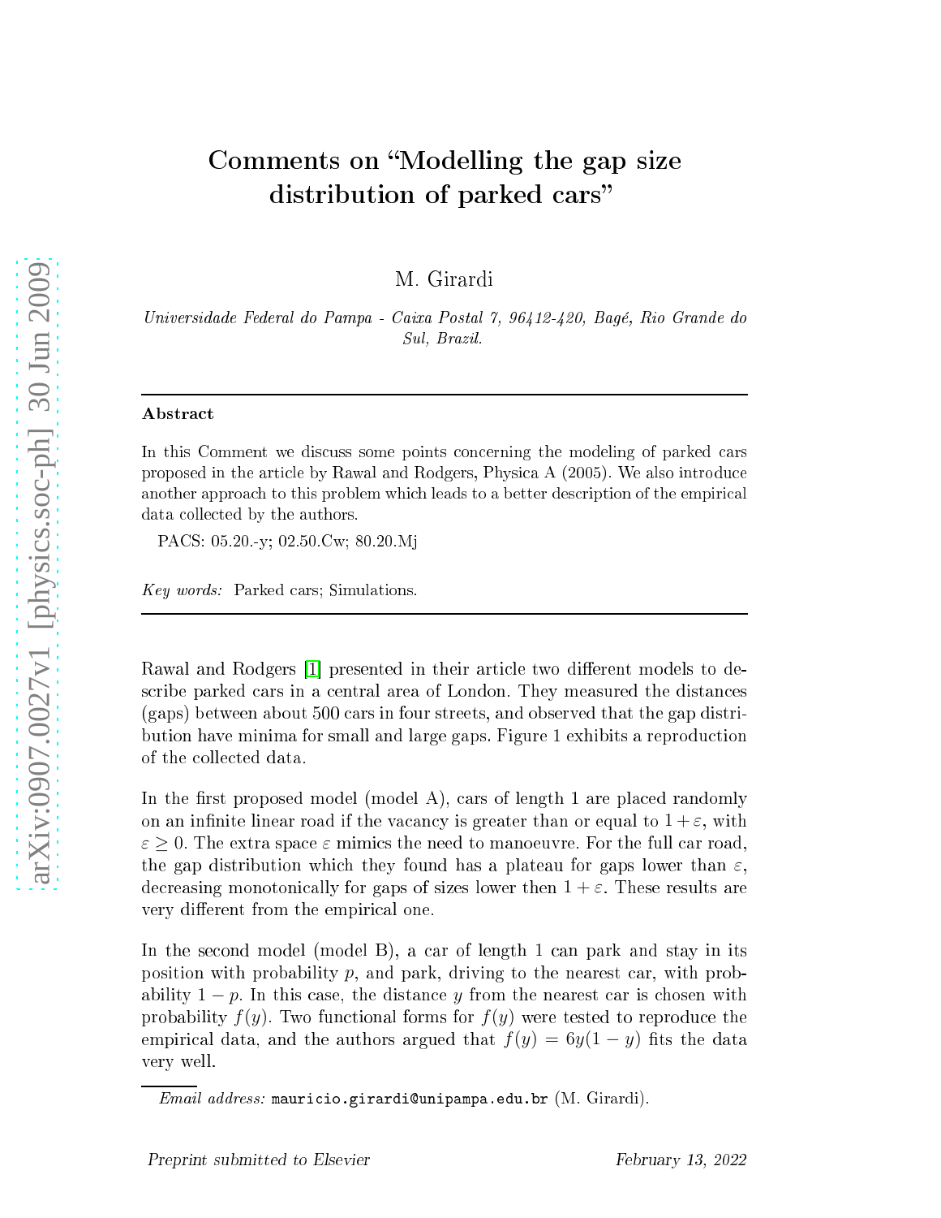# Comments on "Modelling the gap size distribution of parked cars"

M. Girardi

*Universidade Federal do Pampa - Caixa Postal 7, 96412-420, Bagé, Rio Grande do Sul, Brazil.*

---

**Abstract**

In this Comment we discuss some points concerning the modeling of parked cars proposed in the article by Rawal and Rodgers, Physica A (2005). We also introduce another approach to this problem which leads to a better description of the empirical data collected by the authors.

PACS: 05.20.-y; 02.50.Cw; 80.20.Mj

*Key words:* Parked cars; Simulations.

---

Rawal and Rodgers [1] presented in their article two different models to describe parked cars in a central area of London. They measured the distances (gaps) between about 500 cars in four streets, and observed that the gap distribution have minima for small and large gaps. Figure 1 exhibits a reproduction of the collected data.

In the first proposed model (model A), cars of length 1 are placed randomly on an infinite linear road if the vacancy is greater than or equal to $1+\varepsilon$, with $\varepsilon \geq 0$. The extra space $\varepsilon$ mimics the need to manoeuvre. For the full car road, the gap distribution which they found has a plateau for gaps lower than $\varepsilon$, decreasing monotonically for gaps of sizes lower then $1+\varepsilon$. These results are very different from the empirical one.

In the second model (model B), a car of length 1 can park and stay in its position with probability $p$, and park, driving to the nearest car, with probability $1-p$. In this case, the distance $y$ from the nearest car is chosen with probability $f(y)$. Two functional forms for $f(y)$ were tested to reproduce the empirical data, and the authors argued that $f(y) = 6y(1-y)$ fits the data very well.

*Email address:* mauricio.girardi@unipampa.edu.br (M. Girardi).

Preprint submitted to Elsevier February 13, 2022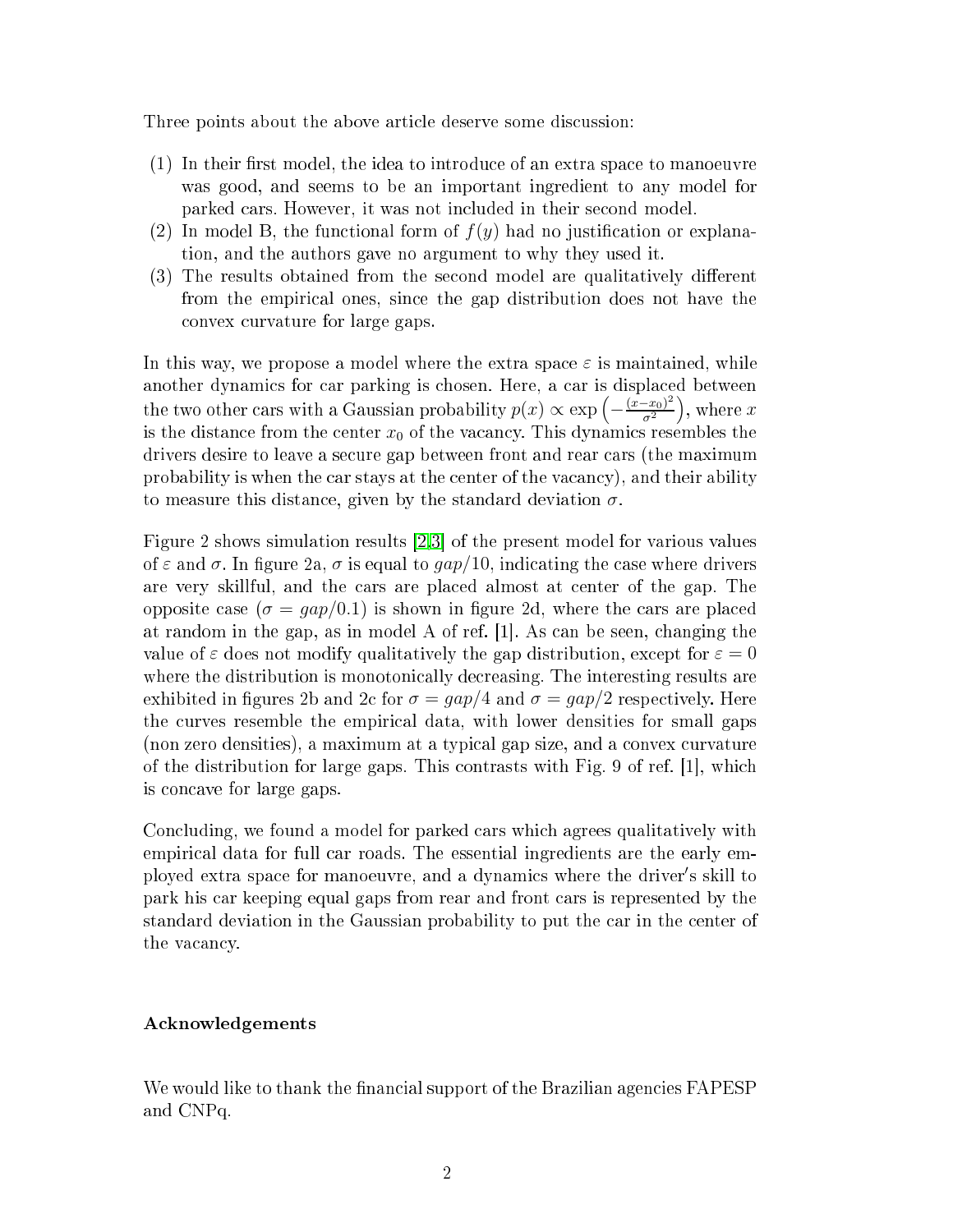Three points about the above article deserve some discussion:

(1) In their first model, the idea to introduce of an extra space to manoeuvre was good, and seems to be an important ingredient to any model for parked cars. However, it was not included in their second model.
(2) In model B, the functional form of $f(y)$ had no justification or explanation, and the authors gave no argument to why they used it.
(3) The results obtained from the second model are qualitatively different from the empirical ones, since the gap distribution does not have the convex curvature for large gaps.

In this way, we propose a model where the extra space $\varepsilon$ is maintained, while another dynamics for car parking is chosen. Here, a car is displaced between the two other cars with a Gaussian probability $p(x) \propto \exp\left(-\frac{(x-x_0)^2}{\sigma^2}\right)$, where $x$ is the distance from the center $x_0$ of the vacancy. This dynamics resembles the drivers desire to leave a secure gap between front and rear cars (the maximum probability is when the car stays at the center of the vacancy), and their ability to measure this distance, given by the standard deviation $\sigma$.

Figure 2 shows simulation results [2,3] of the present model for various values of $\varepsilon$ and $\sigma$. In figure 2a, $\sigma$ is equal to $gap/10$, indicating the case where drivers are very skillful, and the cars are placed almost at center of the gap. The opposite case ($\sigma = gap/0.1$) is shown in figure 2d, where the cars are placed at random in the gap, as in model A of ref. [1]. As can be seen, changing the value of $\varepsilon$ does not modify qualitatively the gap distribution, except for $\varepsilon = 0$ where the distribution is monotonically decreasing. The interesting results are exhibited in figures 2b and 2c for $\sigma = gap/4$ and $\sigma = gap/2$ respectively. Here the curves resemble the empirical data, with lower densities for small gaps (non zero densities), a maximum at a typical gap size, and a convex curvature of the distribution for large gaps. This contrasts with Fig. 9 of ref. [1], which is concave for large gaps.

Concluding, we found a model for parked cars which agrees qualitatively with empirical data for full car roads. The essential ingredients are the early employed extra space for manoeuvre, and a dynamics where the driver's skill to park his car keeping equal gaps from rear and front cars is represented by the standard deviation in the Gaussian probability to put the car in the center of the vacancy.

### Acknowledgements

We would like to thank the financial support of the Brazilian agencies FAPESP and CNPq.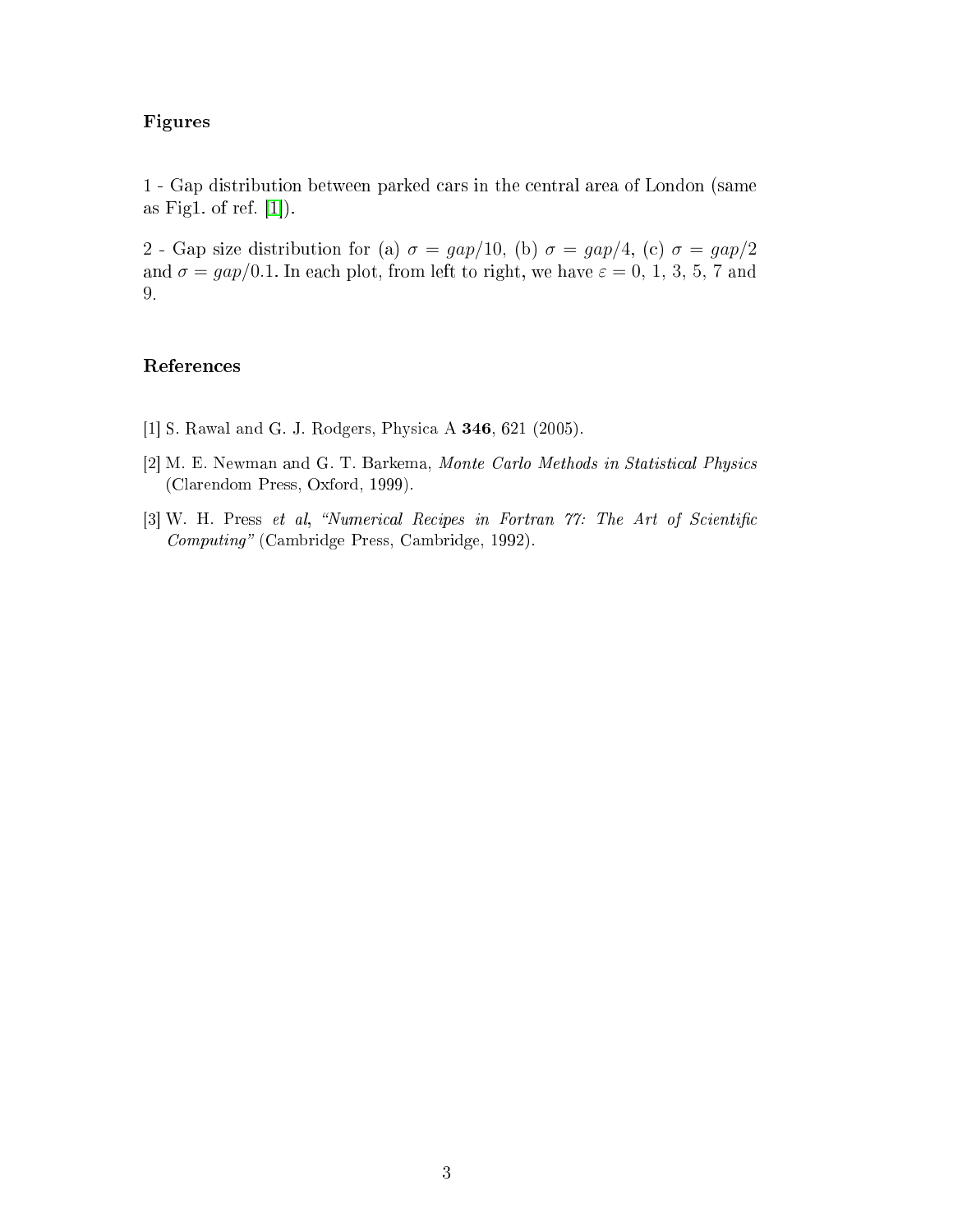## Figures

1 - Gap distribution between parked cars in the central area of London (same as Fig1. of ref. [1]).

2 - Gap size distribution for (a) $\sigma = gap/10$, (b) $\sigma = gap/4$, (c) $\sigma = gap/2$ and $\sigma = gap/0.1$. In each plot, from left to right, we have $\varepsilon = 0$, 1, 3, 5, 7 and 9.

## References

[1] S. Rawal and G. J. Rodgers, Physica A **346**, 621 (2005).

[2] M. E. Newman and G. T. Barkema, *Monte Carlo Methods in Statistical Physics* (Clarendom Press, Oxford, 1999).

[3] W. H. Press *et al*, *"Numerical Recipes in Fortran 77: The Art of Scientific Computing"* (Cambridge Press, Cambridge, 1992).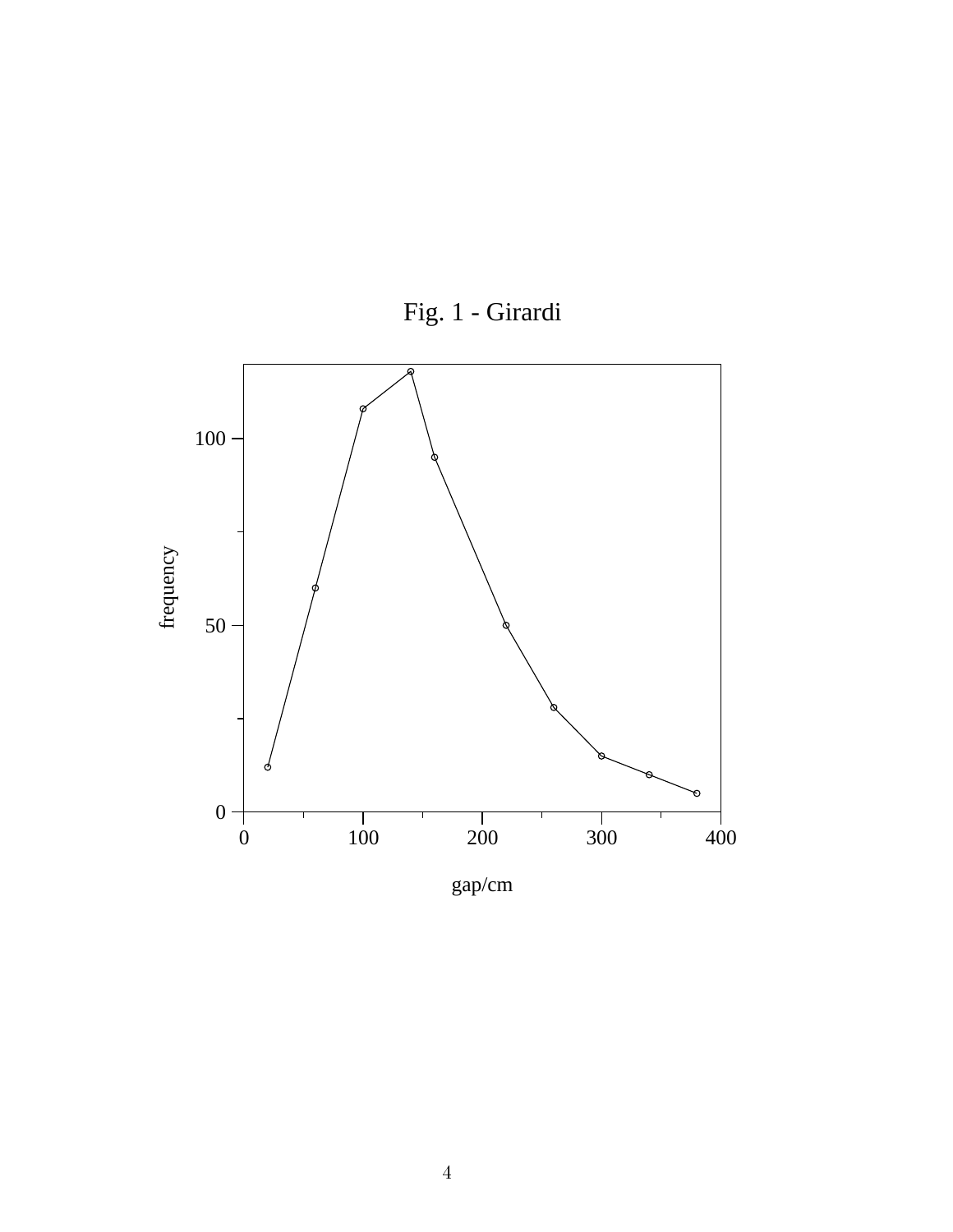Fig. 1 - Girardi

frequency

100

50

0

0

100

200

300

400

gap/cm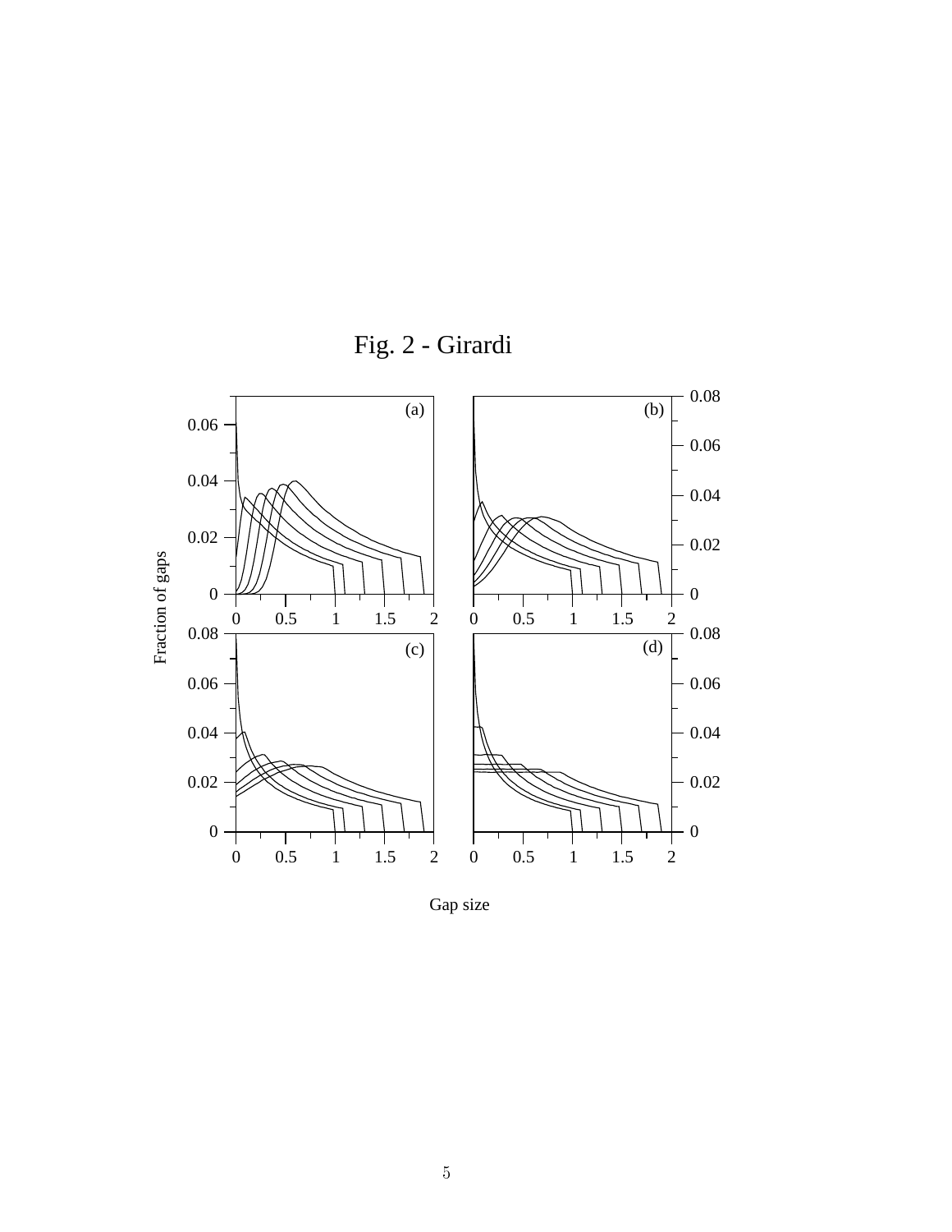Fig. 2 - Girardi

(a)

(b)

(c)

(d)

Fraction of gaps

Gap size

0.06
0.04
0.02
0

0.08
0.06
0.04
0.02
0

0.08
0.06
0.04
0.02
0

0.08
0.06
0.04
0.02
0

0 0.5 1 1.5 2

0 0.5 1 1.5 2

0 0.5 1 1.5 2

0 0.5 1 1.5 2